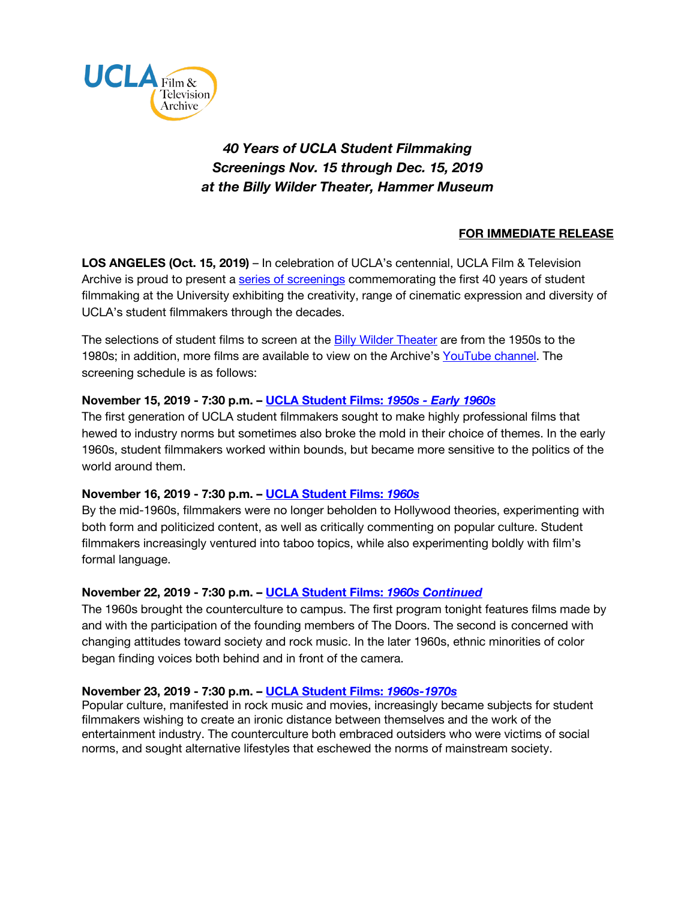UCLA Film & Television Archive

### *40 Years of UCLA Student Filmmaking*
### *Screenings Nov. 15 through Dec. 15, 2019*
### *at the Billy Wilder Theater, Hammer Museum*

**FOR IMMEDIATE RELEASE**

**LOS ANGELES (Oct. 15, 2019)** – In celebration of UCLA's centennial, UCLA Film & Television Archive is proud to present a series of screenings commemorating the first 40 years of student filmmaking at the University exhibiting the creativity, range of cinematic expression and diversity of UCLA's student filmmakers through the decades.

The selections of student films to screen at the Billy Wilder Theater are from the 1950s to the 1980s; in addition, more films are available to view on the Archive's YouTube channel. The screening schedule is as follows:

**November 15, 2019 - 7:30 p.m. – UCLA Student Films: *1950s - Early 1960s***
The first generation of UCLA student filmmakers sought to make highly professional films that hewed to industry norms but sometimes also broke the mold in their choice of themes. In the early 1960s, student filmmakers worked within bounds, but became more sensitive to the politics of the world around them.

**November 16, 2019 - 7:30 p.m. – UCLA Student Films: *1960s***
By the mid-1960s, filmmakers were no longer beholden to Hollywood theories, experimenting with both form and politicized content, as well as critically commenting on popular culture. Student filmmakers increasingly ventured into taboo topics, while also experimenting boldly with film's formal language.

**November 22, 2019 - 7:30 p.m. – UCLA Student Films: *1960s Continued***
The 1960s brought the counterculture to campus. The first program tonight features films made by and with the participation of the founding members of The Doors. The second is concerned with changing attitudes toward society and rock music. In the later 1960s, ethnic minorities of color began finding voices both behind and in front of the camera.

**November 23, 2019 - 7:30 p.m. – UCLA Student Films: *1960s-1970s***
Popular culture, manifested in rock music and movies, increasingly became subjects for student filmmakers wishing to create an ironic distance between themselves and the work of the entertainment industry. The counterculture both embraced outsiders who were victims of social norms, and sought alternative lifestyles that eschewed the norms of mainstream society.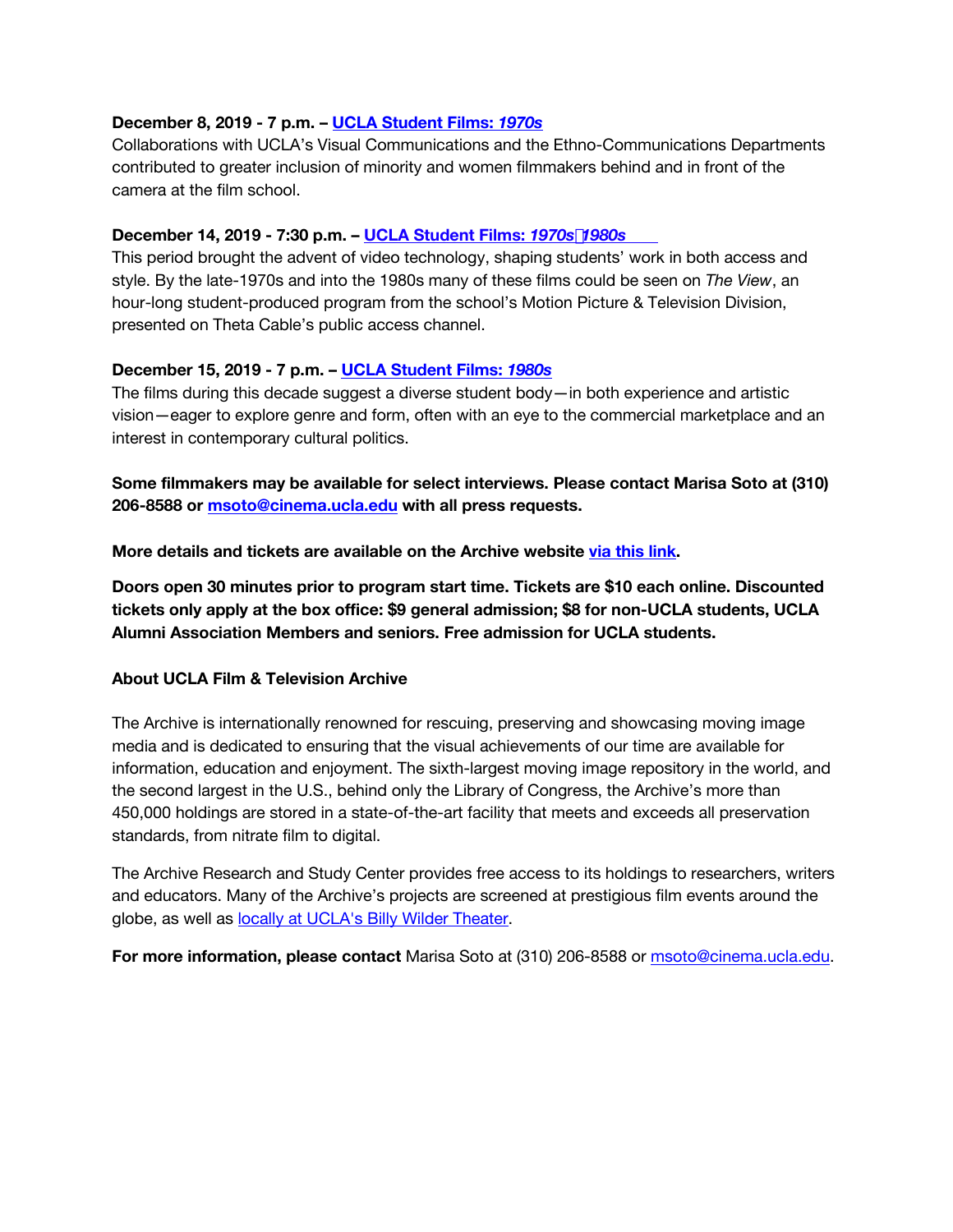**December 8, 2019 - 7 p.m. – UCLA Student Films: *1970s***
Collaborations with UCLA's Visual Communications and the Ethno-Communications Departments contributed to greater inclusion of minority and women filmmakers behind and in front of the camera at the film school.

**December 14, 2019 - 7:30 p.m. – UCLA Student Films: *1970s–1980s***
This period brought the advent of video technology, shaping students' work in both access and style. By the late-1970s and into the 1980s many of these films could be seen on *The View*, an hour-long student-produced program from the school's Motion Picture & Television Division, presented on Theta Cable's public access channel.

**December 15, 2019 - 7 p.m. – UCLA Student Films: *1980s***
The films during this decade suggest a diverse student body—in both experience and artistic vision—eager to explore genre and form, often with an eye to the commercial marketplace and an interest in contemporary cultural politics.

**Some filmmakers may be available for select interviews. Please contact Marisa Soto at (310) 206-8588 or msoto@cinema.ucla.edu with all press requests.**

**More details and tickets are available on the Archive website via this link.**

**Doors open 30 minutes prior to program start time. Tickets are $10 each online. Discounted tickets only apply at the box office: $9 general admission; $8 for non-UCLA students, UCLA Alumni Association Members and seniors. Free admission for UCLA students.**

**About UCLA Film & Television Archive**

The Archive is internationally renowned for rescuing, preserving and showcasing moving image media and is dedicated to ensuring that the visual achievements of our time are available for information, education and enjoyment. The sixth-largest moving image repository in the world, and the second largest in the U.S., behind only the Library of Congress, the Archive's more than 450,000 holdings are stored in a state-of-the-art facility that meets and exceeds all preservation standards, from nitrate film to digital.

The Archive Research and Study Center provides free access to its holdings to researchers, writers and educators. Many of the Archive's projects are screened at prestigious film events around the globe, as well as locally at UCLA's Billy Wilder Theater.

**For more information, please contact** Marisa Soto at (310) 206-8588 or msoto@cinema.ucla.edu.